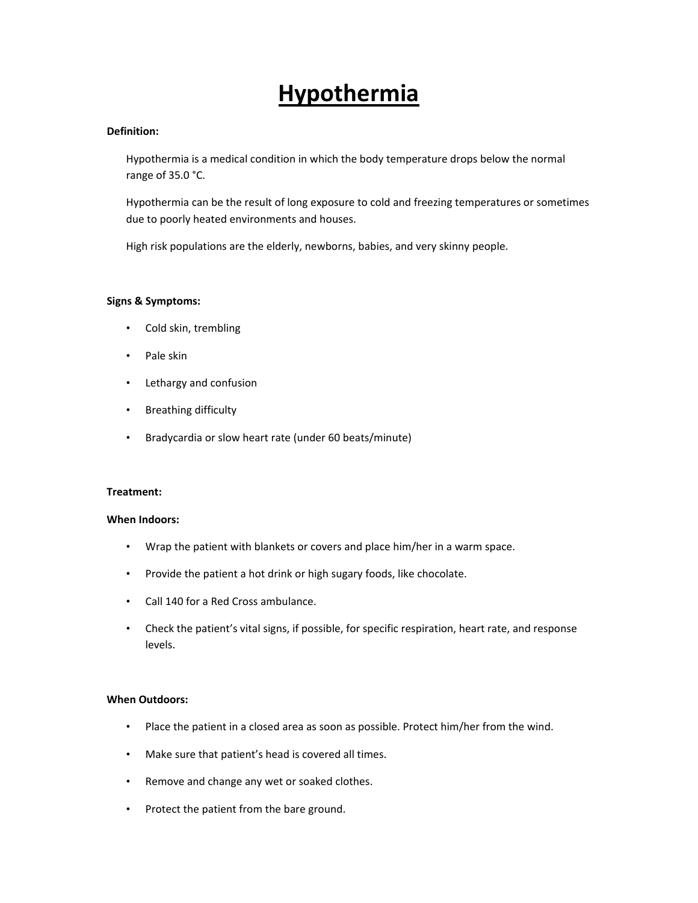# Hypothermia

**Definition:**

Hypothermia is a medical condition in which the body temperature drops below the normal range of 35.0 °C.

Hypothermia can be the result of long exposure to cold and freezing temperatures or sometimes due to poorly heated environments and houses.

High risk populations are the elderly, newborns, babies, and very skinny people.

**Signs & Symptoms:**

- Cold skin, trembling
- Pale skin
- Lethargy and confusion
- Breathing difficulty
- Bradycardia or slow heart rate (under 60 beats/minute)

**Treatment:**

**When Indoors:**

- Wrap the patient with blankets or covers and place him/her in a warm space.
- Provide the patient a hot drink or high sugary foods, like chocolate.
- Call 140 for a Red Cross ambulance.
- Check the patient's vital signs, if possible, for specific respiration, heart rate, and response levels.

**When Outdoors:**

- Place the patient in a closed area as soon as possible. Protect him/her from the wind.
- Make sure that patient's head is covered all times.
- Remove and change any wet or soaked clothes.
- Protect the patient from the bare ground.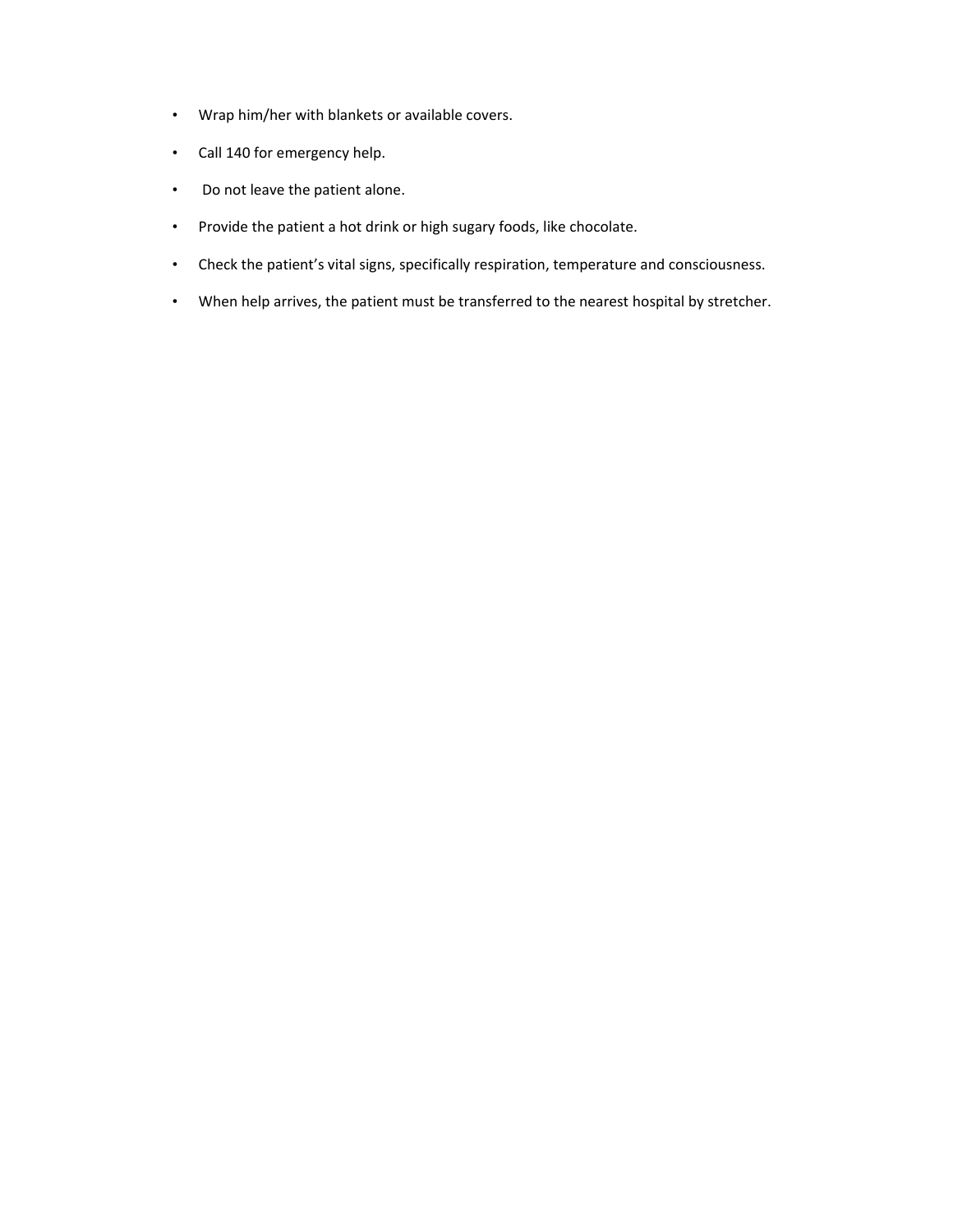- Wrap him/her with blankets or available covers.
- Call 140 for emergency help.
- Do not leave the patient alone.
- Provide the patient a hot drink or high sugary foods, like chocolate.
- Check the patient's vital signs, specifically respiration, temperature and consciousness.
- When help arrives, the patient must be transferred to the nearest hospital by stretcher.